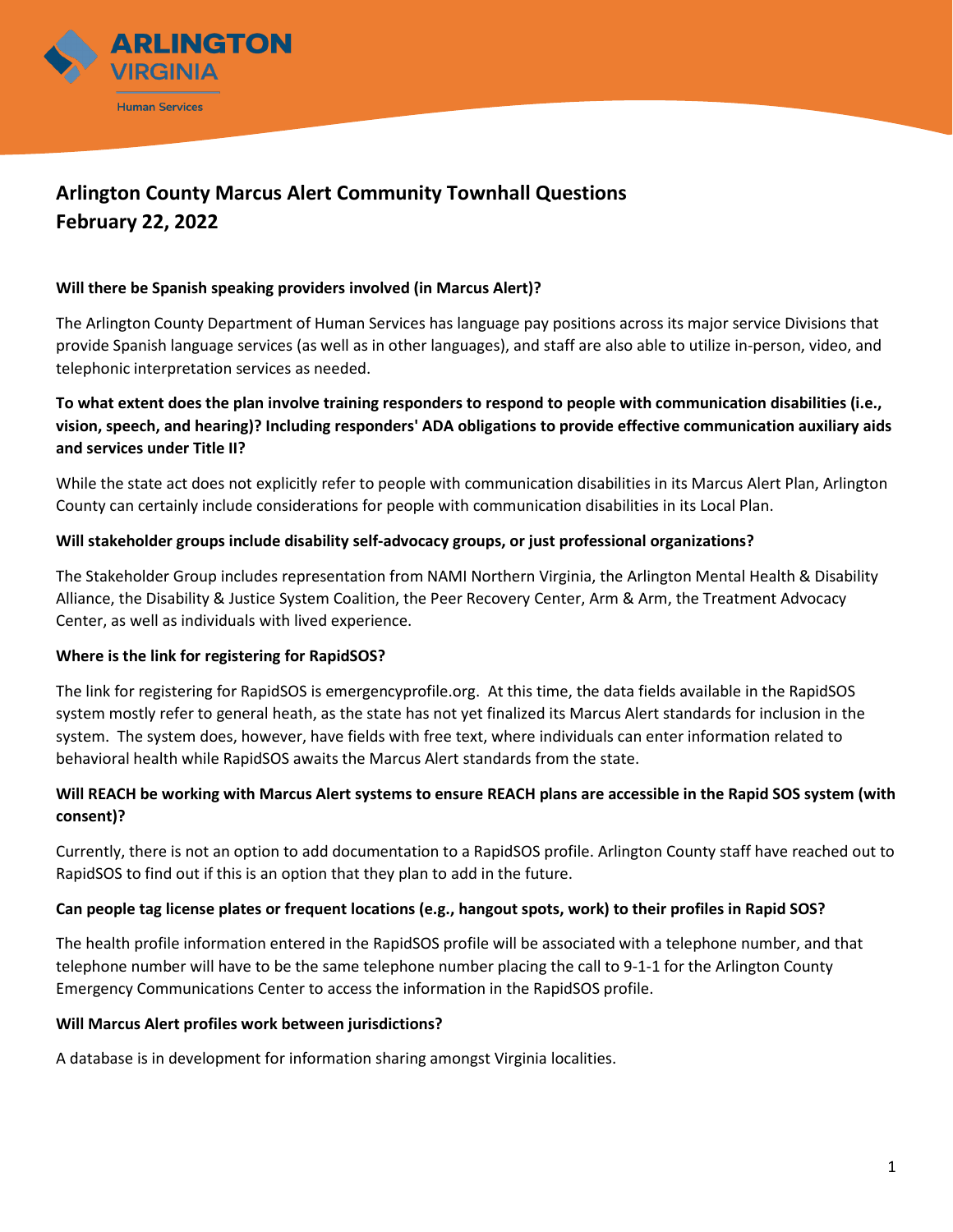ARLINGTON VIRGINIA

Human Services

# Arlington County Marcus Alert Community Townhall Questions
# February 22, 2022

**Will there be Spanish speaking providers involved (in Marcus Alert)?**

The Arlington County Department of Human Services has language pay positions across its major service Divisions that provide Spanish language services (as well as in other languages), and staff are also able to utilize in-person, video, and telephonic interpretation services as needed.

**To what extent does the plan involve training responders to respond to people with communication disabilities (i.e., vision, speech, and hearing)? Including responders' ADA obligations to provide effective communication auxiliary aids and services under Title II?**

While the state act does not explicitly refer to people with communication disabilities in its Marcus Alert Plan, Arlington County can certainly include considerations for people with communication disabilities in its Local Plan.

**Will stakeholder groups include disability self-advocacy groups, or just professional organizations?**

The Stakeholder Group includes representation from NAMI Northern Virginia, the Arlington Mental Health & Disability Alliance, the Disability & Justice System Coalition, the Peer Recovery Center, Arm & Arm, the Treatment Advocacy Center, as well as individuals with lived experience.

**Where is the link for registering for RapidSOS?**

The link for registering for RapidSOS is emergencyprofile.org. At this time, the data fields available in the RapidSOS system mostly refer to general heath, as the state has not yet finalized its Marcus Alert standards for inclusion in the system. The system does, however, have fields with free text, where individuals can enter information related to behavioral health while RapidSOS awaits the Marcus Alert standards from the state.

**Will REACH be working with Marcus Alert systems to ensure REACH plans are accessible in the Rapid SOS system (with consent)?**

Currently, there is not an option to add documentation to a RapidSOS profile. Arlington County staff have reached out to RapidSOS to find out if this is an option that they plan to add in the future.

**Can people tag license plates or frequent locations (e.g., hangout spots, work) to their profiles in Rapid SOS?**

The health profile information entered in the RapidSOS profile will be associated with a telephone number, and that telephone number will have to be the same telephone number placing the call to 9-1-1 for the Arlington County Emergency Communications Center to access the information in the RapidSOS profile.

**Will Marcus Alert profiles work between jurisdictions?**

A database is in development for information sharing amongst Virginia localities.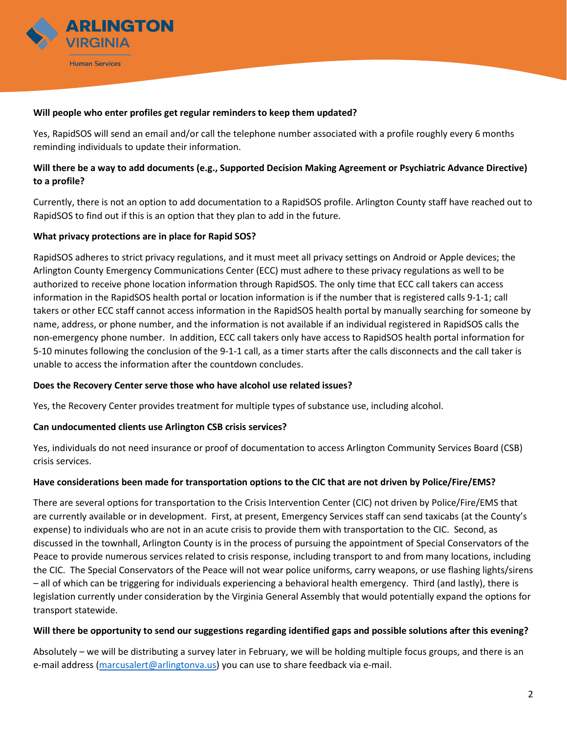**Will people who enter profiles get regular reminders to keep them updated?**

Yes, RapidSOS will send an email and/or call the telephone number associated with a profile roughly every 6 months reminding individuals to update their information.

**Will there be a way to add documents (e.g., Supported Decision Making Agreement or Psychiatric Advance Directive) to a profile?**

Currently, there is not an option to add documentation to a RapidSOS profile. Arlington County staff have reached out to RapidSOS to find out if this is an option that they plan to add in the future.

**What privacy protections are in place for Rapid SOS?**

RapidSOS adheres to strict privacy regulations, and it must meet all privacy settings on Android or Apple devices; the Arlington County Emergency Communications Center (ECC) must adhere to these privacy regulations as well to be authorized to receive phone location information through RapidSOS. The only time that ECC call takers can access information in the RapidSOS health portal or location information is if the number that is registered calls 9-1-1; call takers or other ECC staff cannot access information in the RapidSOS health portal by manually searching for someone by name, address, or phone number, and the information is not available if an individual registered in RapidSOS calls the non-emergency phone number. In addition, ECC call takers only have access to RapidSOS health portal information for 5-10 minutes following the conclusion of the 9-1-1 call, as a timer starts after the calls disconnects and the call taker is unable to access the information after the countdown concludes.

**Does the Recovery Center serve those who have alcohol use related issues?**

Yes, the Recovery Center provides treatment for multiple types of substance use, including alcohol.

**Can undocumented clients use Arlington CSB crisis services?**

Yes, individuals do not need insurance or proof of documentation to access Arlington Community Services Board (CSB) crisis services.

**Have considerations been made for transportation options to the CIC that are not driven by Police/Fire/EMS?**

There are several options for transportation to the Crisis Intervention Center (CIC) not driven by Police/Fire/EMS that are currently available or in development. First, at present, Emergency Services staff can send taxicabs (at the County's expense) to individuals who are not in an acute crisis to provide them with transportation to the CIC. Second, as discussed in the townhall, Arlington County is in the process of pursuing the appointment of Special Conservators of the Peace to provide numerous services related to crisis response, including transport to and from many locations, including the CIC. The Special Conservators of the Peace will not wear police uniforms, carry weapons, or use flashing lights/sirens – all of which can be triggering for individuals experiencing a behavioral health emergency. Third (and lastly), there is legislation currently under consideration by the Virginia General Assembly that would potentially expand the options for transport statewide.

**Will there be opportunity to send our suggestions regarding identified gaps and possible solutions after this evening?**

Absolutely – we will be distributing a survey later in February, we will be holding multiple focus groups, and there is an e-mail address ([marcusalert@arlingtonva.us](mailto:marcusalert@arlingtonva.us)) you can use to share feedback via e-mail.